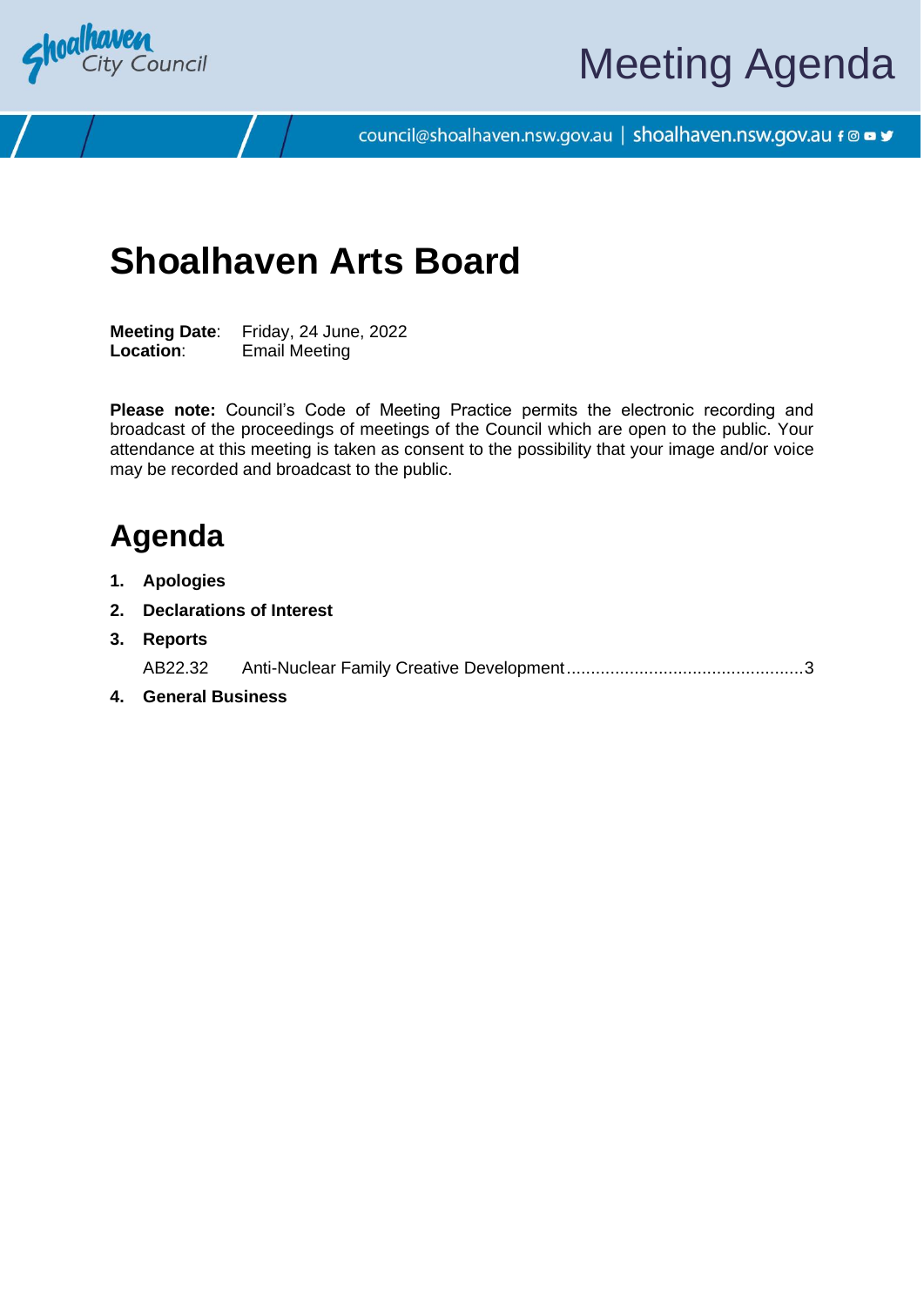Shoalhaven City Council

# Meeting Agenda

council@shoalhaven.nsw.gov.au | shoalhaven.nsw.gov.au

# Shoalhaven Arts Board

**Meeting Date**: Friday, 24 June, 2022
**Location**: Email Meeting

**Please note:** Council's Code of Meeting Practice permits the electronic recording and broadcast of the proceedings of meetings of the Council which are open to the public. Your attendance at this meeting is taken as consent to the possibility that your image and/or voice may be recorded and broadcast to the public.

## Agenda

1. **Apologies**
2. **Declarations of Interest**
3. **Reports**

   AB22.32 Anti-Nuclear Family Creative Development ................................................3
4. **General Business**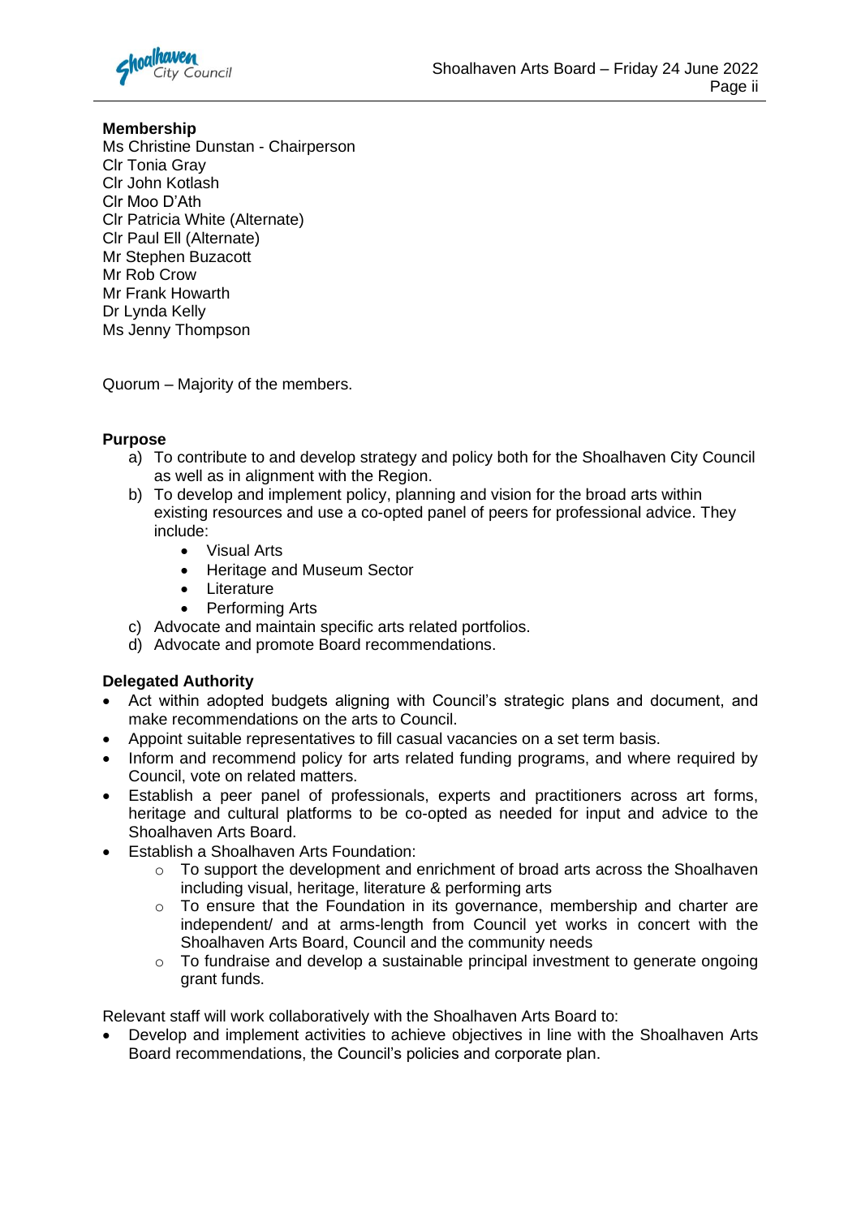**Membership**
Ms Christine Dunstan - Chairperson
Clr Tonia Gray
Clr John Kotlash
Clr Moo D'Ath
Clr Patricia White (Alternate)
Clr Paul Ell (Alternate)
Mr Stephen Buzacott
Mr Rob Crow
Mr Frank Howarth
Dr Lynda Kelly
Ms Jenny Thompson

Quorum – Majority of the members.

**Purpose**

a) To contribute to and develop strategy and policy both for the Shoalhaven City Council as well as in alignment with the Region.
b) To develop and implement policy, planning and vision for the broad arts within existing resources and use a co-opted panel of peers for professional advice. They include:
    - Visual Arts
    - Heritage and Museum Sector
    - Literature
    - Performing Arts
c) Advocate and maintain specific arts related portfolios.
d) Advocate and promote Board recommendations.

**Delegated Authority**

- Act within adopted budgets aligning with Council's strategic plans and document, and make recommendations on the arts to Council.
- Appoint suitable representatives to fill casual vacancies on a set term basis.
- Inform and recommend policy for arts related funding programs, and where required by Council, vote on related matters.
- Establish a peer panel of professionals, experts and practitioners across art forms, heritage and cultural platforms to be co-opted as needed for input and advice to the Shoalhaven Arts Board.
- Establish a Shoalhaven Arts Foundation:
    - To support the development and enrichment of broad arts across the Shoalhaven including visual, heritage, literature & performing arts
    - To ensure that the Foundation in its governance, membership and charter are independent/ and at arms-length from Council yet works in concert with the Shoalhaven Arts Board, Council and the community needs
    - To fundraise and develop a sustainable principal investment to generate ongoing grant funds.

Relevant staff will work collaboratively with the Shoalhaven Arts Board to:

- Develop and implement activities to achieve objectives in line with the Shoalhaven Arts Board recommendations, the Council's policies and corporate plan.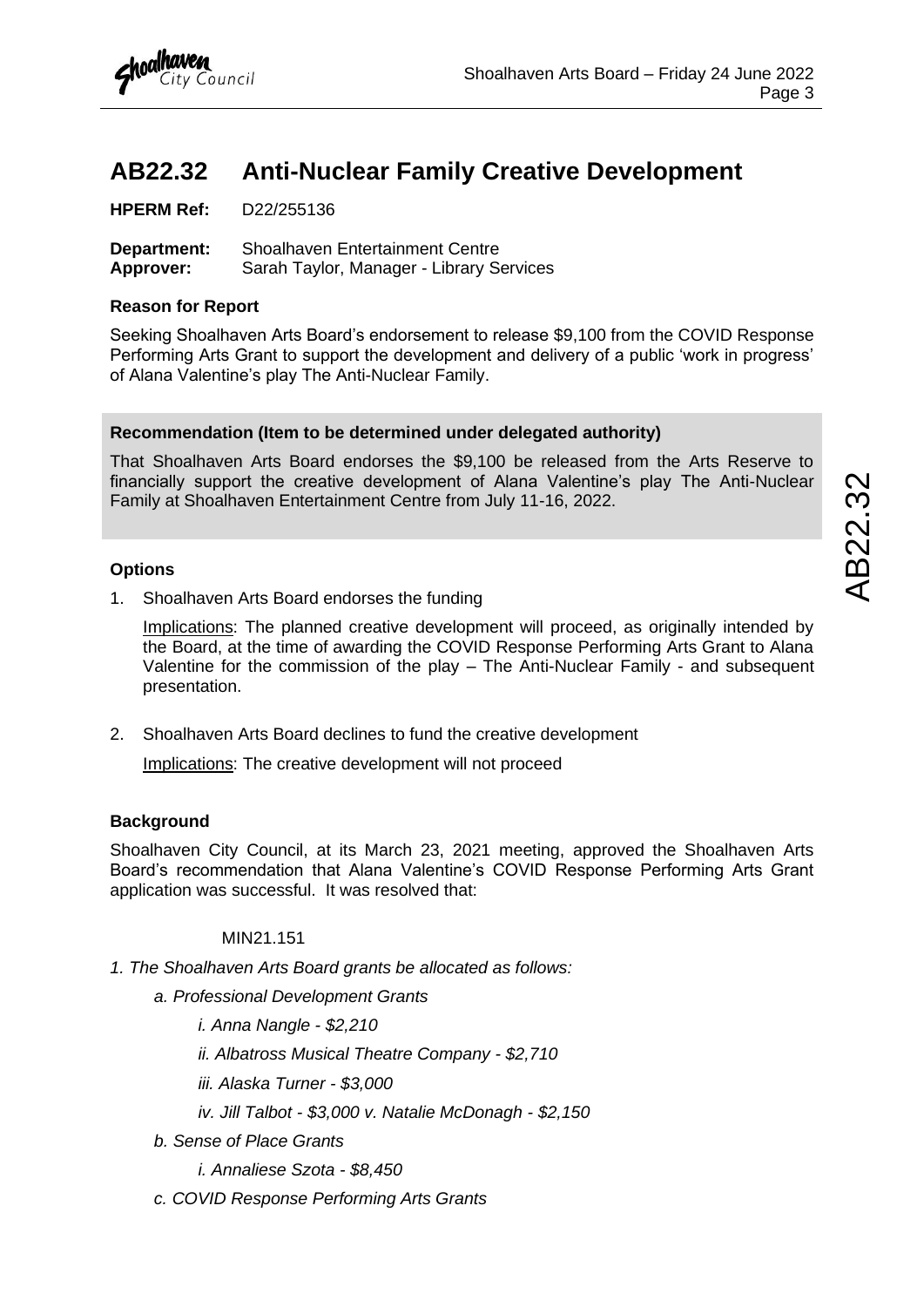# AB22.32 Anti-Nuclear Family Creative Development

**HPERM Ref:** D22/255136

**Department:** Shoalhaven Entertainment Centre
**Approver:** Sarah Taylor, Manager - Library Services

### Reason for Report

Seeking Shoalhaven Arts Board's endorsement to release $9,100 from the COVID Response Performing Arts Grant to support the development and delivery of a public 'work in progress' of Alana Valentine's play The Anti-Nuclear Family.

### Recommendation (Item to be determined under delegated authority)

That Shoalhaven Arts Board endorses the $9,100 be released from the Arts Reserve to financially support the creative development of Alana Valentine's play The Anti-Nuclear Family at Shoalhaven Entertainment Centre from July 11-16, 2022.

### Options

1. Shoalhaven Arts Board endorses the funding

   Implications: The planned creative development will proceed, as originally intended by the Board, at the time of awarding the COVID Response Performing Arts Grant to Alana Valentine for the commission of the play – The Anti-Nuclear Family - and subsequent presentation.

2. Shoalhaven Arts Board declines to fund the creative development

   Implications: The creative development will not proceed

### Background

Shoalhaven City Council, at its March 23, 2021 meeting, approved the Shoalhaven Arts Board's recommendation that Alana Valentine's COVID Response Performing Arts Grant application was successful. It was resolved that:

MIN21.151

*1. The Shoalhaven Arts Board grants be allocated as follows:*

*a. Professional Development Grants*

*i. Anna Nangle - $2,210*

*ii. Albatross Musical Theatre Company - $2,710*

*iii. Alaska Turner - $3,000*

*iv. Jill Talbot - $3,000 v. Natalie McDonagh - $2,150*

*b. Sense of Place Grants*

*i. Annaliese Szota - $8,450*

*c. COVID Response Performing Arts Grants*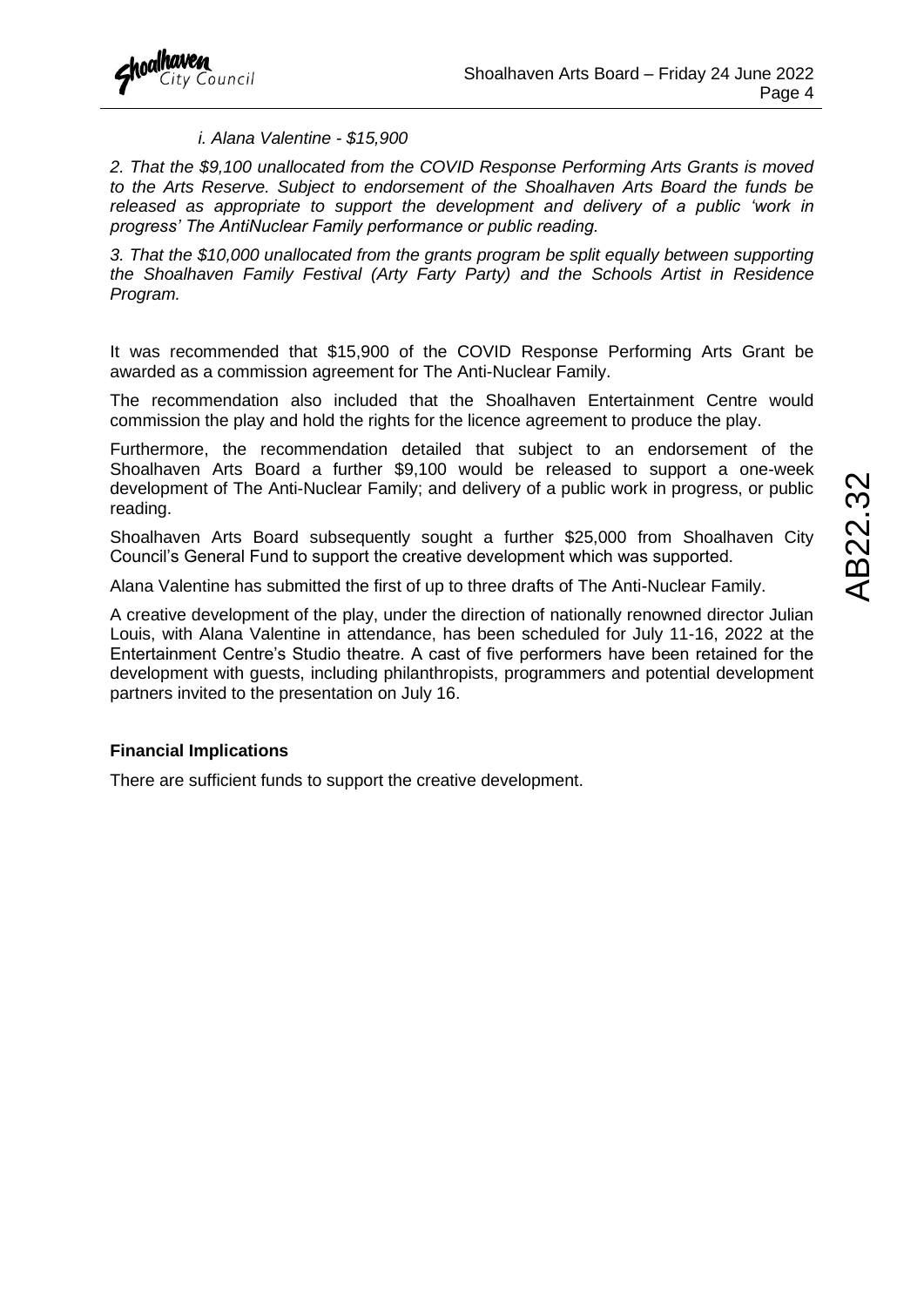*i. Alana Valentine - $15,900*

*2. That the $9,100 unallocated from the COVID Response Performing Arts Grants is moved to the Arts Reserve. Subject to endorsement of the Shoalhaven Arts Board the funds be released as appropriate to support the development and delivery of a public 'work in progress' The AntiNuclear Family performance or public reading.*

*3. That the $10,000 unallocated from the grants program be split equally between supporting the Shoalhaven Family Festival (Arty Farty Party) and the Schools Artist in Residence Program.*

It was recommended that $15,900 of the COVID Response Performing Arts Grant be awarded as a commission agreement for The Anti-Nuclear Family.

The recommendation also included that the Shoalhaven Entertainment Centre would commission the play and hold the rights for the licence agreement to produce the play.

Furthermore, the recommendation detailed that subject to an endorsement of the Shoalhaven Arts Board a further $9,100 would be released to support a one-week development of The Anti-Nuclear Family; and delivery of a public work in progress, or public reading.

Shoalhaven Arts Board subsequently sought a further $25,000 from Shoalhaven City Council's General Fund to support the creative development which was supported.

Alana Valentine has submitted the first of up to three drafts of The Anti-Nuclear Family.

A creative development of the play, under the direction of nationally renowned director Julian Louis, with Alana Valentine in attendance, has been scheduled for July 11-16, 2022 at the Entertainment Centre's Studio theatre. A cast of five performers have been retained for the development with guests, including philanthropists, programmers and potential development partners invited to the presentation on July 16.

**Financial Implications**

There are sufficient funds to support the creative development.